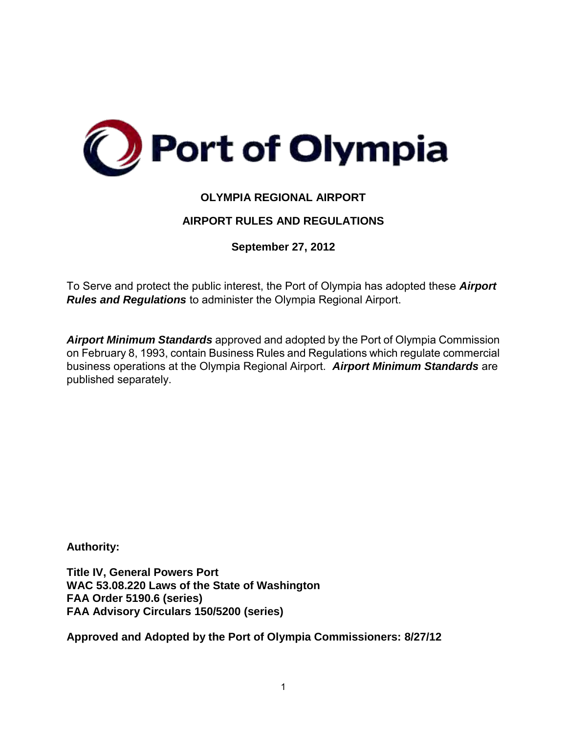Port of Olympia

# OLYMPIA REGIONAL AIRPORT

## AIRPORT RULES AND REGULATIONS

**September 27, 2012**

To Serve and protect the public interest, the Port of Olympia has adopted these ***Airport Rules and Regulations*** to administer the Olympia Regional Airport.

***Airport Minimum Standards*** approved and adopted by the Port of Olympia Commission on February 8, 1993, contain Business Rules and Regulations which regulate commercial business operations at the Olympia Regional Airport. ***Airport Minimum Standards*** are published separately.

**Authority:**

**Title IV, General Powers Port**
**WAC 53.08.220 Laws of the State of Washington**
**FAA Order 5190.6 (series)**
**FAA Advisory Circulars 150/5200 (series)**

**Approved and Adopted by the Port of Olympia Commissioners: 8/27/12**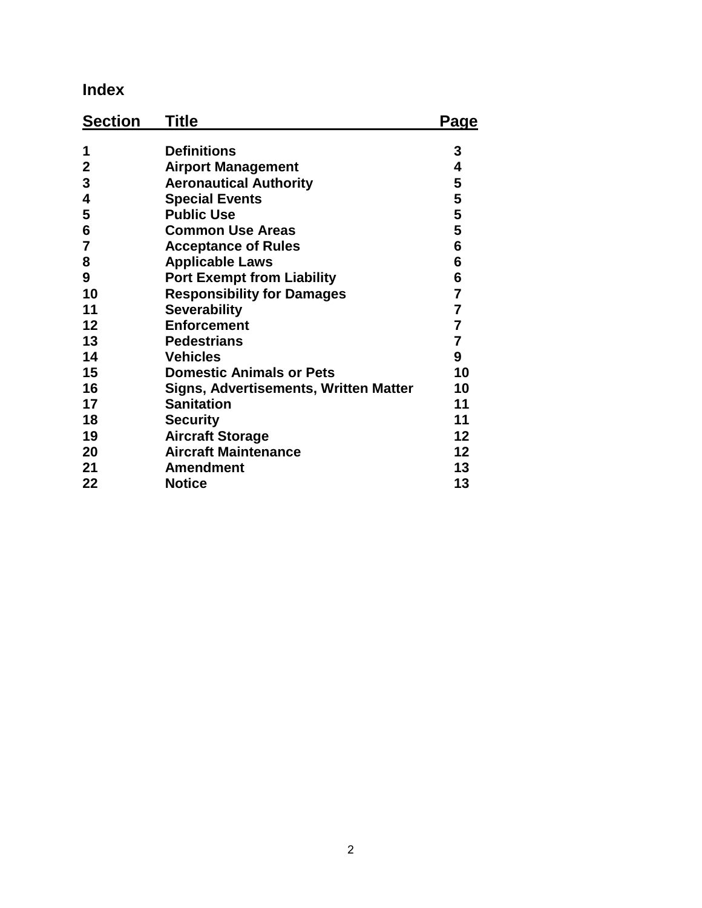# Index

| Section | Title | Page |
|---|---|---|
| 1 | Definitions | 3 |
| 2 | Airport Management | 4 |
| 3 | Aeronautical Authority | 5 |
| 4 | Special Events | 5 |
| 5 | Public Use | 5 |
| 6 | Common Use Areas | 5 |
| 7 | Acceptance of Rules | 6 |
| 8 | Applicable Laws | 6 |
| 9 | Port Exempt from Liability | 6 |
| 10 | Responsibility for Damages | 7 |
| 11 | Severability | 7 |
| 12 | Enforcement | 7 |
| 13 | Pedestrians | 7 |
| 14 | Vehicles | 9 |
| 15 | Domestic Animals or Pets | 10 |
| 16 | Signs, Advertisements, Written Matter | 10 |
| 17 | Sanitation | 11 |
| 18 | Security | 11 |
| 19 | Aircraft Storage | 12 |
| 20 | Aircraft Maintenance | 12 |
| 21 | Amendment | 13 |
| 22 | Notice | 13 |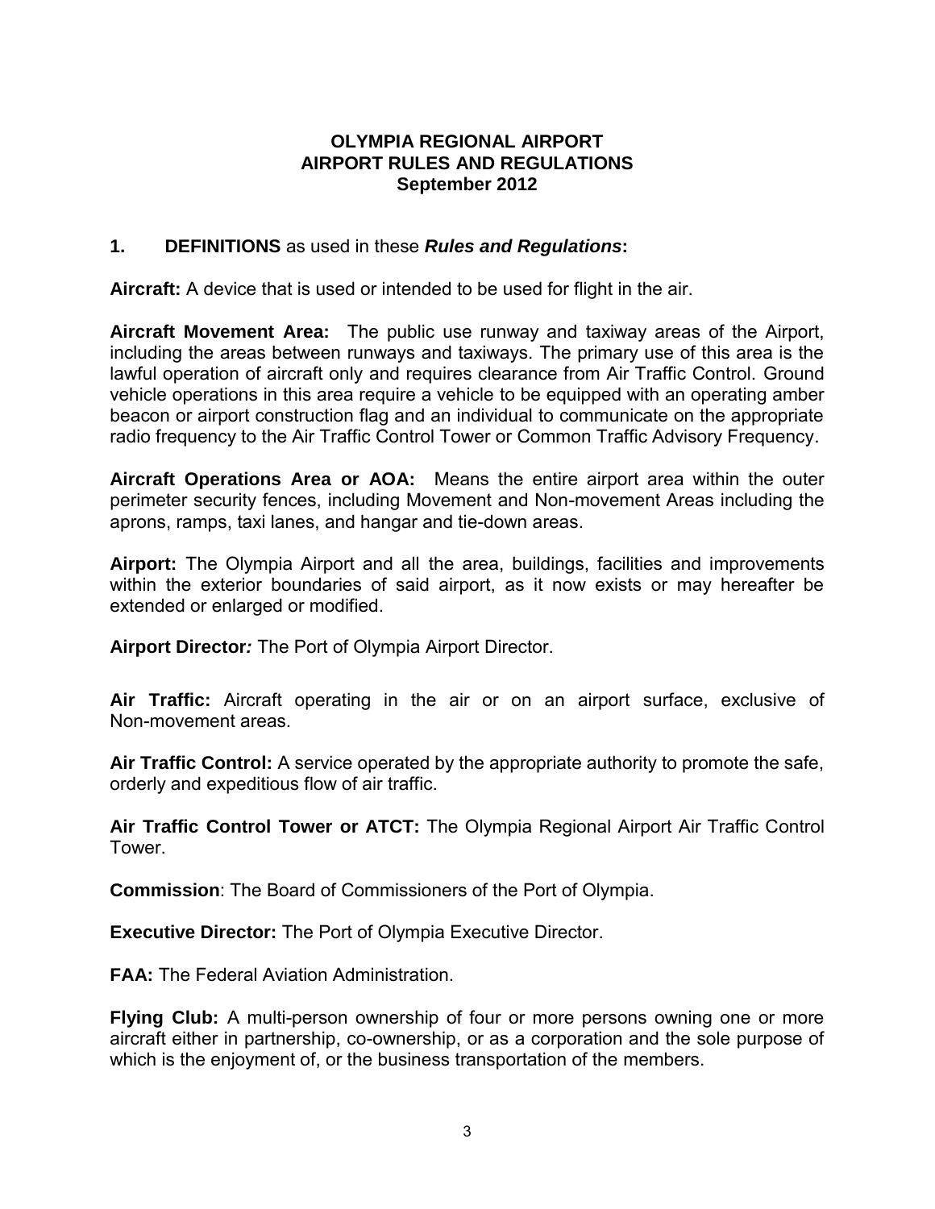**OLYMPIA REGIONAL AIRPORT**
**AIRPORT RULES AND REGULATIONS**
**September 2012**

## 1. DEFINITIONS as used in these ***Rules and Regulations*:**

**Aircraft:** A device that is used or intended to be used for flight in the air.

**Aircraft Movement Area:** The public use runway and taxiway areas of the Airport, including the areas between runways and taxiways. The primary use of this area is the lawful operation of aircraft only and requires clearance from Air Traffic Control. Ground vehicle operations in this area require a vehicle to be equipped with an operating amber beacon or airport construction flag and an individual to communicate on the appropriate radio frequency to the Air Traffic Control Tower or Common Traffic Advisory Frequency.

**Aircraft Operations Area or AOA:** Means the entire airport area within the outer perimeter security fences, including Movement and Non-movement Areas including the aprons, ramps, taxi lanes, and hangar and tie-down areas.

**Airport:** The Olympia Airport and all the area, buildings, facilities and improvements within the exterior boundaries of said airport, as it now exists or may hereafter be extended or enlarged or modified.

**Airport Director*:*** The Port of Olympia Airport Director.

**Air Traffic:** Aircraft operating in the air or on an airport surface, exclusive of Non-movement areas.

**Air Traffic Control:** A service operated by the appropriate authority to promote the safe, orderly and expeditious flow of air traffic.

**Air Traffic Control Tower or ATCT:** The Olympia Regional Airport Air Traffic Control Tower.

**Commission**: The Board of Commissioners of the Port of Olympia.

**Executive Director:** The Port of Olympia Executive Director.

**FAA:** The Federal Aviation Administration.

**Flying Club:** A multi-person ownership of four or more persons owning one or more aircraft either in partnership, co-ownership, or as a corporation and the sole purpose of which is the enjoyment of, or the business transportation of the members.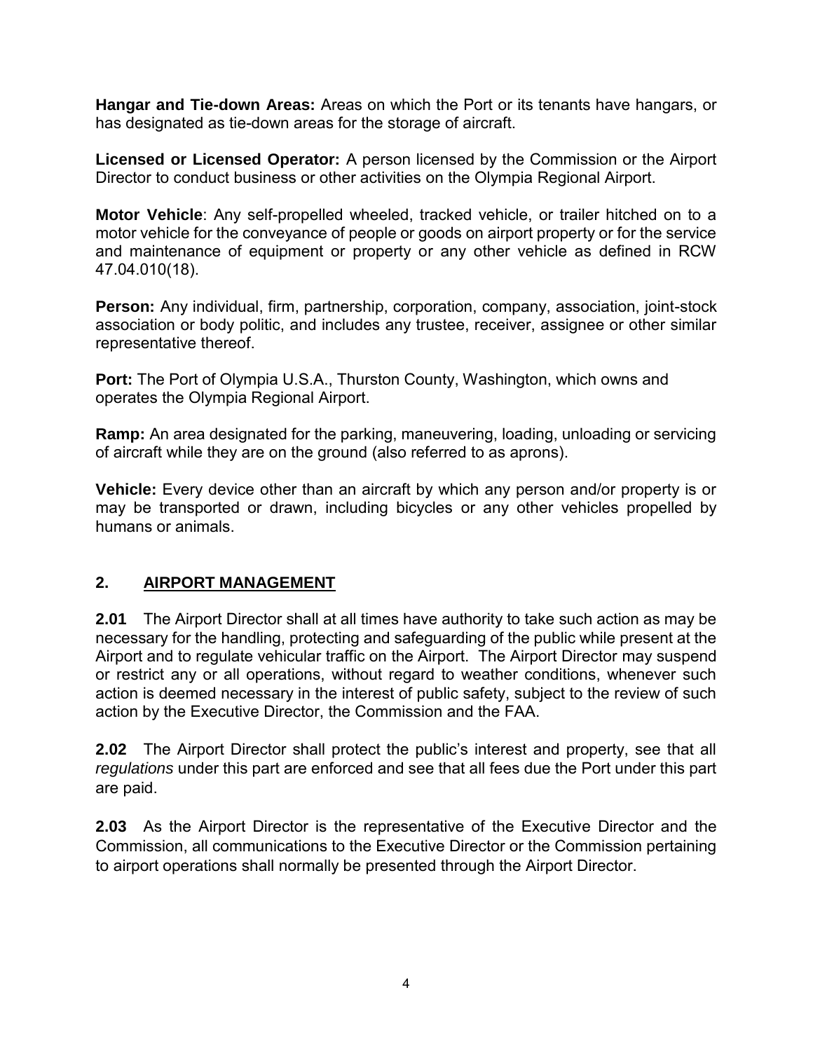**Hangar and Tie-down Areas:** Areas on which the Port or its tenants have hangars, or has designated as tie-down areas for the storage of aircraft.

**Licensed or Licensed Operator:** A person licensed by the Commission or the Airport Director to conduct business or other activities on the Olympia Regional Airport.

**Motor Vehicle**: Any self-propelled wheeled, tracked vehicle, or trailer hitched on to a motor vehicle for the conveyance of people or goods on airport property or for the service and maintenance of equipment or property or any other vehicle as defined in RCW 47.04.010(18).

**Person:** Any individual, firm, partnership, corporation, company, association, joint-stock association or body politic, and includes any trustee, receiver, assignee or other similar representative thereof.

**Port:** The Port of Olympia U.S.A., Thurston County, Washington, which owns and operates the Olympia Regional Airport.

**Ramp:** An area designated for the parking, maneuvering, loading, unloading or servicing of aircraft while they are on the ground (also referred to as aprons).

**Vehicle:** Every device other than an aircraft by which any person and/or property is or may be transported or drawn, including bicycles or any other vehicles propelled by humans or animals.

## 2. AIRPORT MANAGEMENT

**2.01** The Airport Director shall at all times have authority to take such action as may be necessary for the handling, protecting and safeguarding of the public while present at the Airport and to regulate vehicular traffic on the Airport. The Airport Director may suspend or restrict any or all operations, without regard to weather conditions, whenever such action is deemed necessary in the interest of public safety, subject to the review of such action by the Executive Director, the Commission and the FAA.

**2.02** The Airport Director shall protect the public's interest and property, see that all *regulations* under this part are enforced and see that all fees due the Port under this part are paid.

**2.03** As the Airport Director is the representative of the Executive Director and the Commission, all communications to the Executive Director or the Commission pertaining to airport operations shall normally be presented through the Airport Director.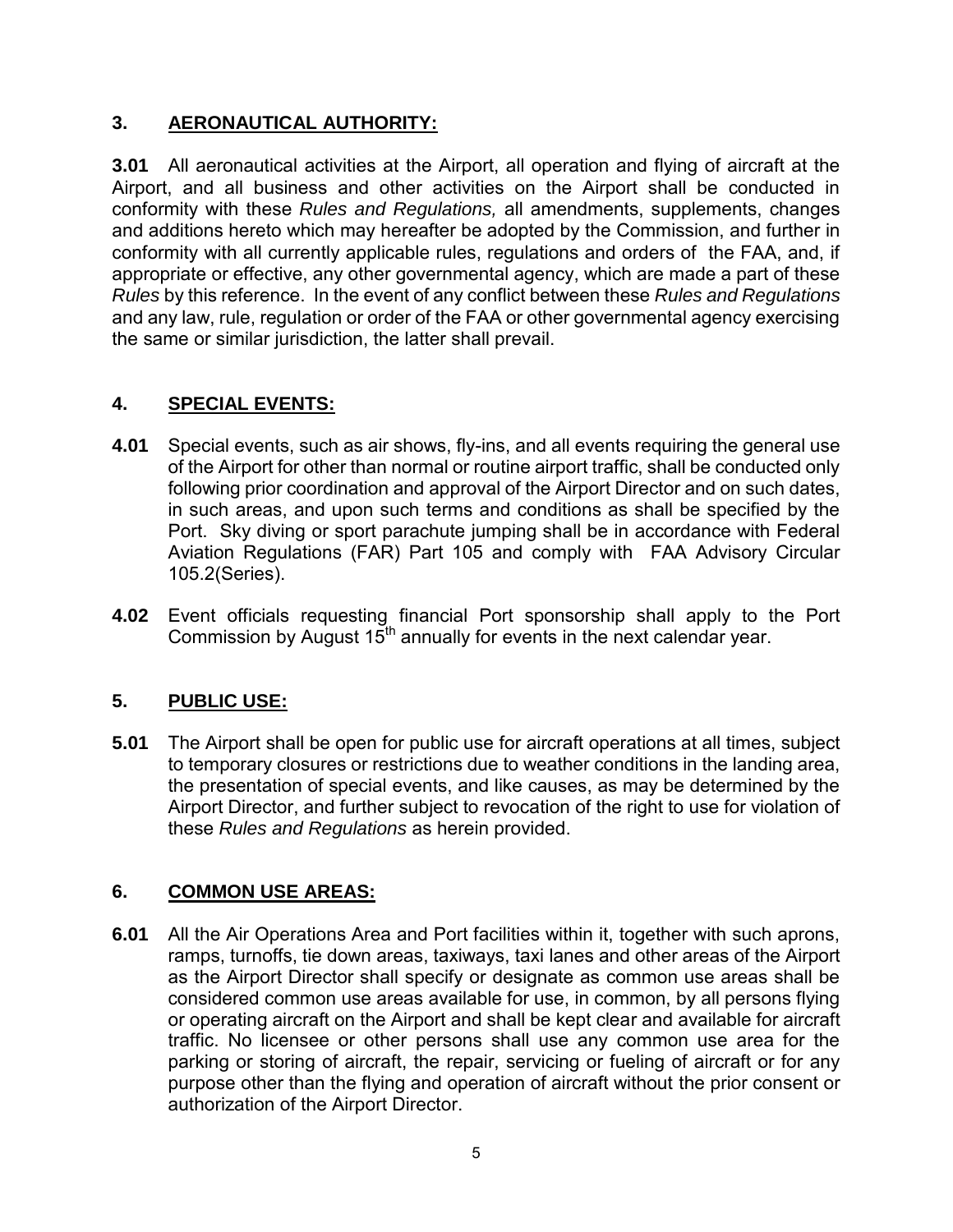## 3. AERONAUTICAL AUTHORITY:

**3.01** All aeronautical activities at the Airport, all operation and flying of aircraft at the Airport, and all business and other activities on the Airport shall be conducted in conformity with these *Rules and Regulations,* all amendments, supplements, changes and additions hereto which may hereafter be adopted by the Commission, and further in conformity with all currently applicable rules, regulations and orders of the FAA, and, if appropriate or effective, any other governmental agency, which are made a part of these *Rules* by this reference. In the event of any conflict between these *Rules and Regulations* and any law, rule, regulation or order of the FAA or other governmental agency exercising the same or similar jurisdiction, the latter shall prevail.

## 4. SPECIAL EVENTS:

**4.01** Special events, such as air shows, fly-ins, and all events requiring the general use of the Airport for other than normal or routine airport traffic, shall be conducted only following prior coordination and approval of the Airport Director and on such dates, in such areas, and upon such terms and conditions as shall be specified by the Port. Sky diving or sport parachute jumping shall be in accordance with Federal Aviation Regulations (FAR) Part 105 and comply with FAA Advisory Circular 105.2(Series).

**4.02** Event officials requesting financial Port sponsorship shall apply to the Port Commission by August 15th annually for events in the next calendar year.

## 5. PUBLIC USE:

**5.01** The Airport shall be open for public use for aircraft operations at all times, subject to temporary closures or restrictions due to weather conditions in the landing area, the presentation of special events, and like causes, as may be determined by the Airport Director, and further subject to revocation of the right to use for violation of these *Rules and Regulations* as herein provided.

## 6. COMMON USE AREAS:

**6.01** All the Air Operations Area and Port facilities within it, together with such aprons, ramps, turnoffs, tie down areas, taxiways, taxi lanes and other areas of the Airport as the Airport Director shall specify or designate as common use areas shall be considered common use areas available for use, in common, by all persons flying or operating aircraft on the Airport and shall be kept clear and available for aircraft traffic. No licensee or other persons shall use any common use area for the parking or storing of aircraft, the repair, servicing or fueling of aircraft or for any purpose other than the flying and operation of aircraft without the prior consent or authorization of the Airport Director.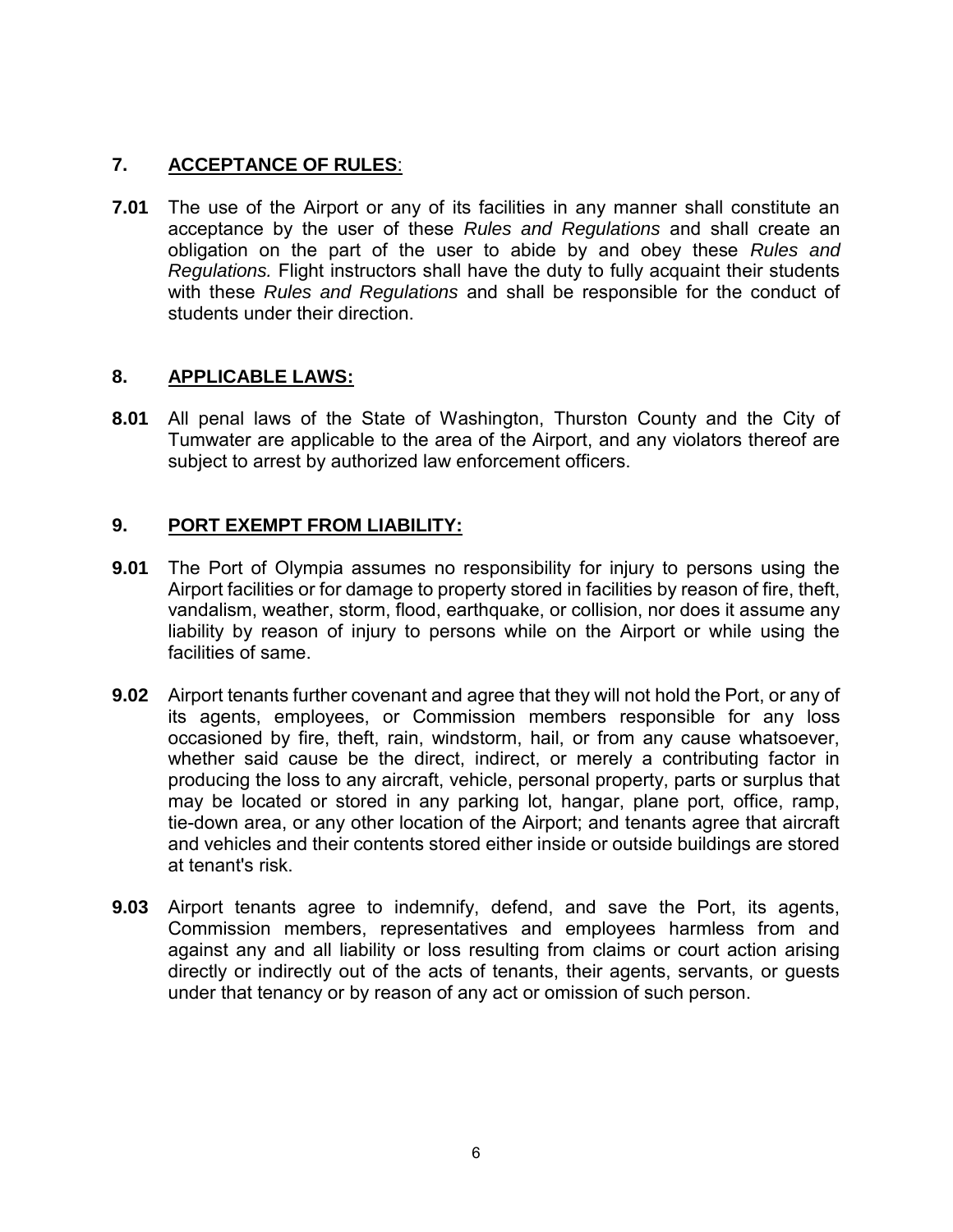## 7. ACCEPTANCE OF RULES:

**7.01** The use of the Airport or any of its facilities in any manner shall constitute an acceptance by the user of these *Rules and Regulations* and shall create an obligation on the part of the user to abide by and obey these *Rules and Regulations.* Flight instructors shall have the duty to fully acquaint their students with these *Rules and Regulations* and shall be responsible for the conduct of students under their direction.

## 8. APPLICABLE LAWS:

**8.01** All penal laws of the State of Washington, Thurston County and the City of Tumwater are applicable to the area of the Airport, and any violators thereof are subject to arrest by authorized law enforcement officers.

## 9. PORT EXEMPT FROM LIABILITY:

**9.01** The Port of Olympia assumes no responsibility for injury to persons using the Airport facilities or for damage to property stored in facilities by reason of fire, theft, vandalism, weather, storm, flood, earthquake, or collision, nor does it assume any liability by reason of injury to persons while on the Airport or while using the facilities of same.

**9.02** Airport tenants further covenant and agree that they will not hold the Port, or any of its agents, employees, or Commission members responsible for any loss occasioned by fire, theft, rain, windstorm, hail, or from any cause whatsoever, whether said cause be the direct, indirect, or merely a contributing factor in producing the loss to any aircraft, vehicle, personal property, parts or surplus that may be located or stored in any parking lot, hangar, plane port, office, ramp, tie-down area, or any other location of the Airport; and tenants agree that aircraft and vehicles and their contents stored either inside or outside buildings are stored at tenant's risk.

**9.03** Airport tenants agree to indemnify, defend, and save the Port, its agents, Commission members, representatives and employees harmless from and against any and all liability or loss resulting from claims or court action arising directly or indirectly out of the acts of tenants, their agents, servants, or guests under that tenancy or by reason of any act or omission of such person.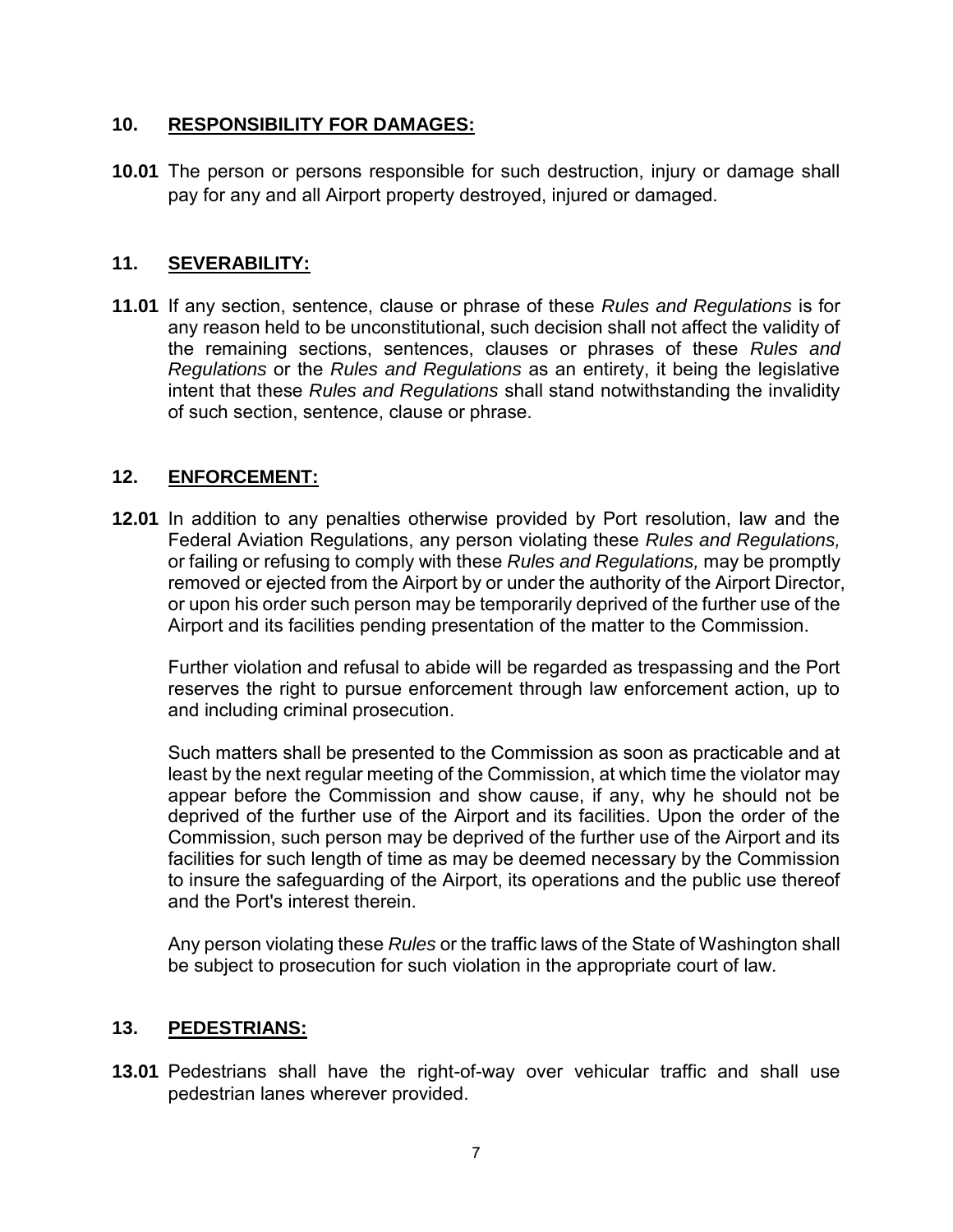## 10. **RESPONSIBILITY FOR DAMAGES:**

**10.01** The person or persons responsible for such destruction, injury or damage shall pay for any and all Airport property destroyed, injured or damaged.

## 11. **SEVERABILITY:**

**11.01** If any section, sentence, clause or phrase of these *Rules and Regulations* is for any reason held to be unconstitutional, such decision shall not affect the validity of the remaining sections, sentences, clauses or phrases of these *Rules and Regulations* or the *Rules and Regulations* as an entirety, it being the legislative intent that these *Rules and Regulations* shall stand notwithstanding the invalidity of such section, sentence, clause or phrase.

## 12. **ENFORCEMENT:**

**12.01** In addition to any penalties otherwise provided by Port resolution, law and the Federal Aviation Regulations, any person violating these *Rules and Regulations,* or failing or refusing to comply with these *Rules and Regulations,* may be promptly removed or ejected from the Airport by or under the authority of the Airport Director, or upon his order such person may be temporarily deprived of the further use of the Airport and its facilities pending presentation of the matter to the Commission.

Further violation and refusal to abide will be regarded as trespassing and the Port reserves the right to pursue enforcement through law enforcement action, up to and including criminal prosecution.

Such matters shall be presented to the Commission as soon as practicable and at least by the next regular meeting of the Commission, at which time the violator may appear before the Commission and show cause, if any, why he should not be deprived of the further use of the Airport and its facilities. Upon the order of the Commission, such person may be deprived of the further use of the Airport and its facilities for such length of time as may be deemed necessary by the Commission to insure the safeguarding of the Airport, its operations and the public use thereof and the Port's interest therein.

Any person violating these *Rules* or the traffic laws of the State of Washington shall be subject to prosecution for such violation in the appropriate court of law.

## 13. **PEDESTRIANS:**

**13.01** Pedestrians shall have the right-of-way over vehicular traffic and shall use pedestrian lanes wherever provided.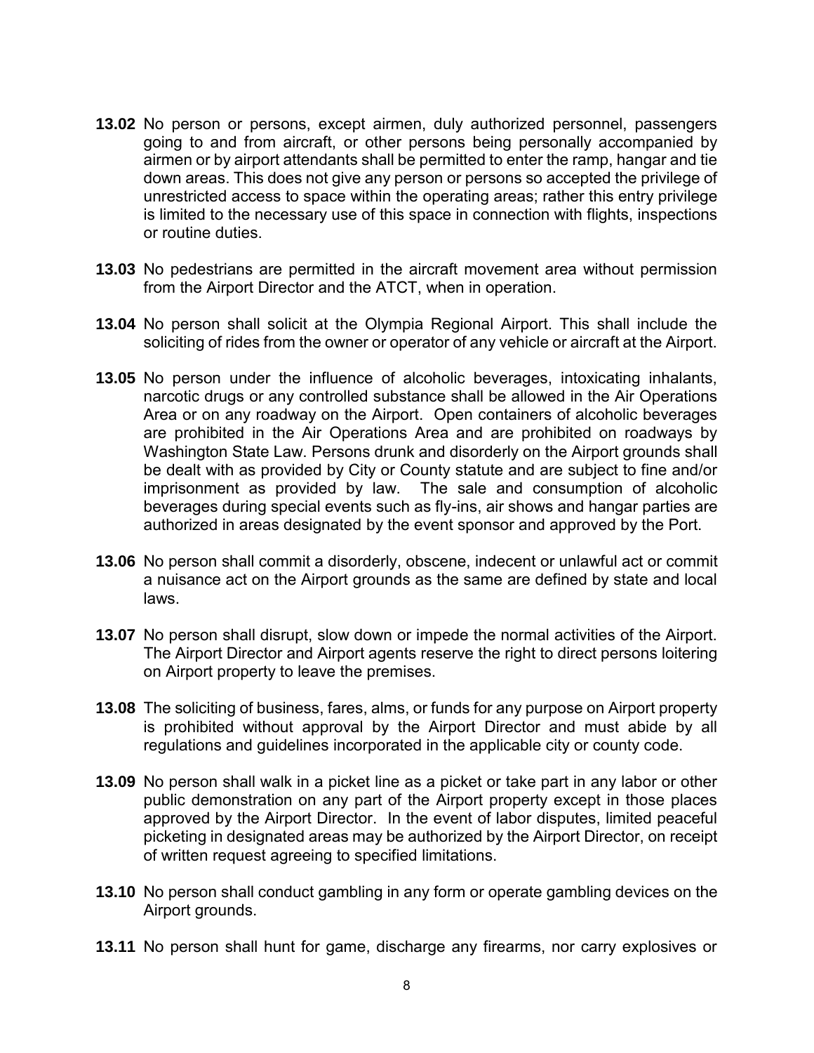**13.02** No person or persons, except airmen, duly authorized personnel, passengers going to and from aircraft, or other persons being personally accompanied by airmen or by airport attendants shall be permitted to enter the ramp, hangar and tie down areas. This does not give any person or persons so accepted the privilege of unrestricted access to space within the operating areas; rather this entry privilege is limited to the necessary use of this space in connection with flights, inspections or routine duties.

**13.03** No pedestrians are permitted in the aircraft movement area without permission from the Airport Director and the ATCT, when in operation.

**13.04** No person shall solicit at the Olympia Regional Airport. This shall include the soliciting of rides from the owner or operator of any vehicle or aircraft at the Airport.

**13.05** No person under the influence of alcoholic beverages, intoxicating inhalants, narcotic drugs or any controlled substance shall be allowed in the Air Operations Area or on any roadway on the Airport. Open containers of alcoholic beverages are prohibited in the Air Operations Area and are prohibited on roadways by Washington State Law. Persons drunk and disorderly on the Airport grounds shall be dealt with as provided by City or County statute and are subject to fine and/or imprisonment as provided by law. The sale and consumption of alcoholic beverages during special events such as fly-ins, air shows and hangar parties are authorized in areas designated by the event sponsor and approved by the Port.

**13.06** No person shall commit a disorderly, obscene, indecent or unlawful act or commit a nuisance act on the Airport grounds as the same are defined by state and local laws.

**13.07** No person shall disrupt, slow down or impede the normal activities of the Airport. The Airport Director and Airport agents reserve the right to direct persons loitering on Airport property to leave the premises.

**13.08** The soliciting of business, fares, alms, or funds for any purpose on Airport property is prohibited without approval by the Airport Director and must abide by all regulations and guidelines incorporated in the applicable city or county code.

**13.09** No person shall walk in a picket line as a picket or take part in any labor or other public demonstration on any part of the Airport property except in those places approved by the Airport Director. In the event of labor disputes, limited peaceful picketing in designated areas may be authorized by the Airport Director, on receipt of written request agreeing to specified limitations.

**13.10** No person shall conduct gambling in any form or operate gambling devices on the Airport grounds.

**13.11** No person shall hunt for game, discharge any firearms, nor carry explosives or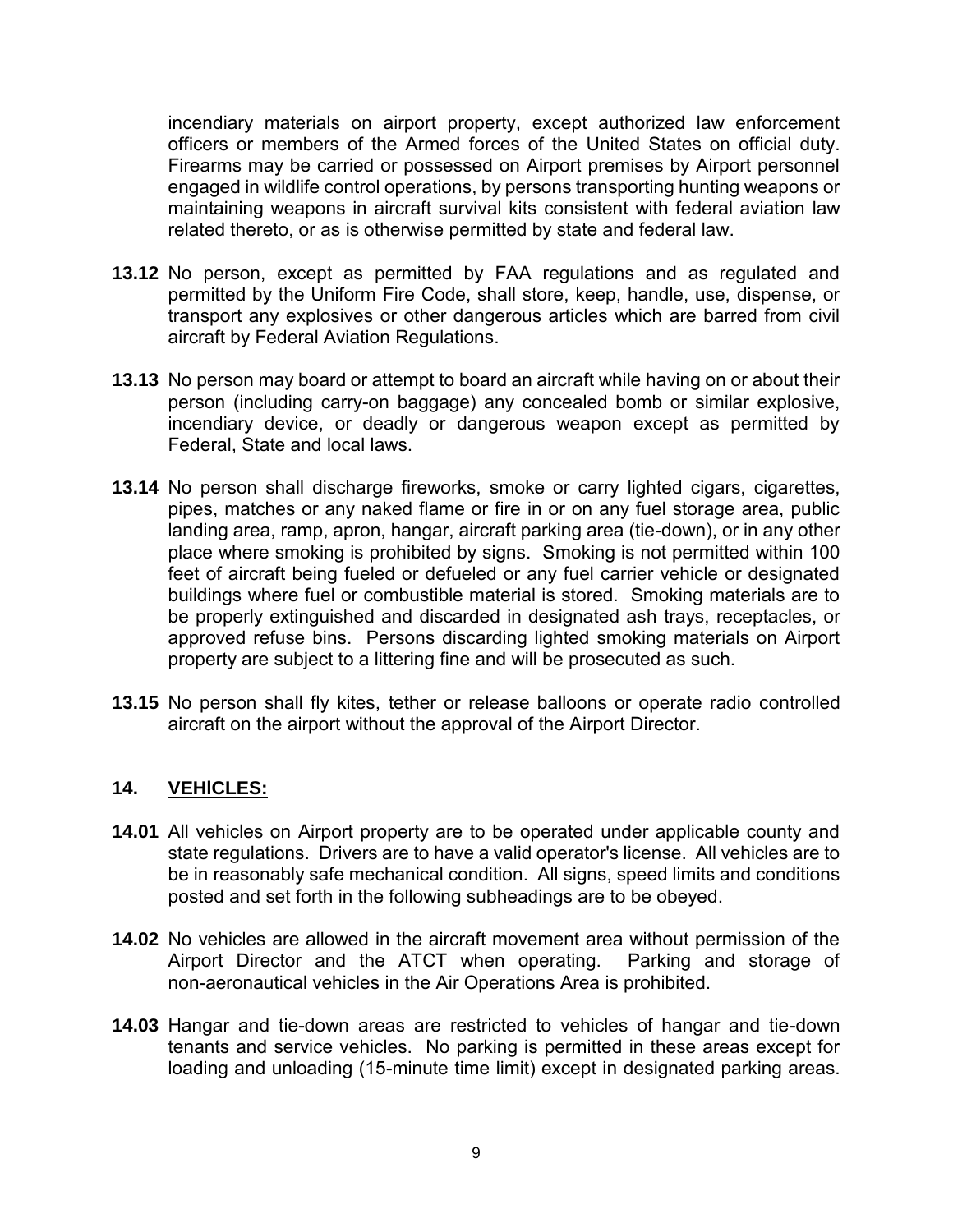incendiary materials on airport property, except authorized law enforcement officers or members of the Armed forces of the United States on official duty. Firearms may be carried or possessed on Airport premises by Airport personnel engaged in wildlife control operations, by persons transporting hunting weapons or maintaining weapons in aircraft survival kits consistent with federal aviation law related thereto, or as is otherwise permitted by state and federal law.

**13.12** No person, except as permitted by FAA regulations and as regulated and permitted by the Uniform Fire Code, shall store, keep, handle, use, dispense, or transport any explosives or other dangerous articles which are barred from civil aircraft by Federal Aviation Regulations.

**13.13** No person may board or attempt to board an aircraft while having on or about their person (including carry-on baggage) any concealed bomb or similar explosive, incendiary device, or deadly or dangerous weapon except as permitted by Federal, State and local laws.

**13.14** No person shall discharge fireworks, smoke or carry lighted cigars, cigarettes, pipes, matches or any naked flame or fire in or on any fuel storage area, public landing area, ramp, apron, hangar, aircraft parking area (tie-down), or in any other place where smoking is prohibited by signs. Smoking is not permitted within 100 feet of aircraft being fueled or defueled or any fuel carrier vehicle or designated buildings where fuel or combustible material is stored. Smoking materials are to be properly extinguished and discarded in designated ash trays, receptacles, or approved refuse bins. Persons discarding lighted smoking materials on Airport property are subject to a littering fine and will be prosecuted as such.

**13.15** No person shall fly kites, tether or release balloons or operate radio controlled aircraft on the airport without the approval of the Airport Director.

## 14. VEHICLES:

**14.01** All vehicles on Airport property are to be operated under applicable county and state regulations. Drivers are to have a valid operator's license. All vehicles are to be in reasonably safe mechanical condition. All signs, speed limits and conditions posted and set forth in the following subheadings are to be obeyed.

**14.02** No vehicles are allowed in the aircraft movement area without permission of the Airport Director and the ATCT when operating. Parking and storage of non-aeronautical vehicles in the Air Operations Area is prohibited.

**14.03** Hangar and tie-down areas are restricted to vehicles of hangar and tie-down tenants and service vehicles. No parking is permitted in these areas except for loading and unloading (15-minute time limit) except in designated parking areas.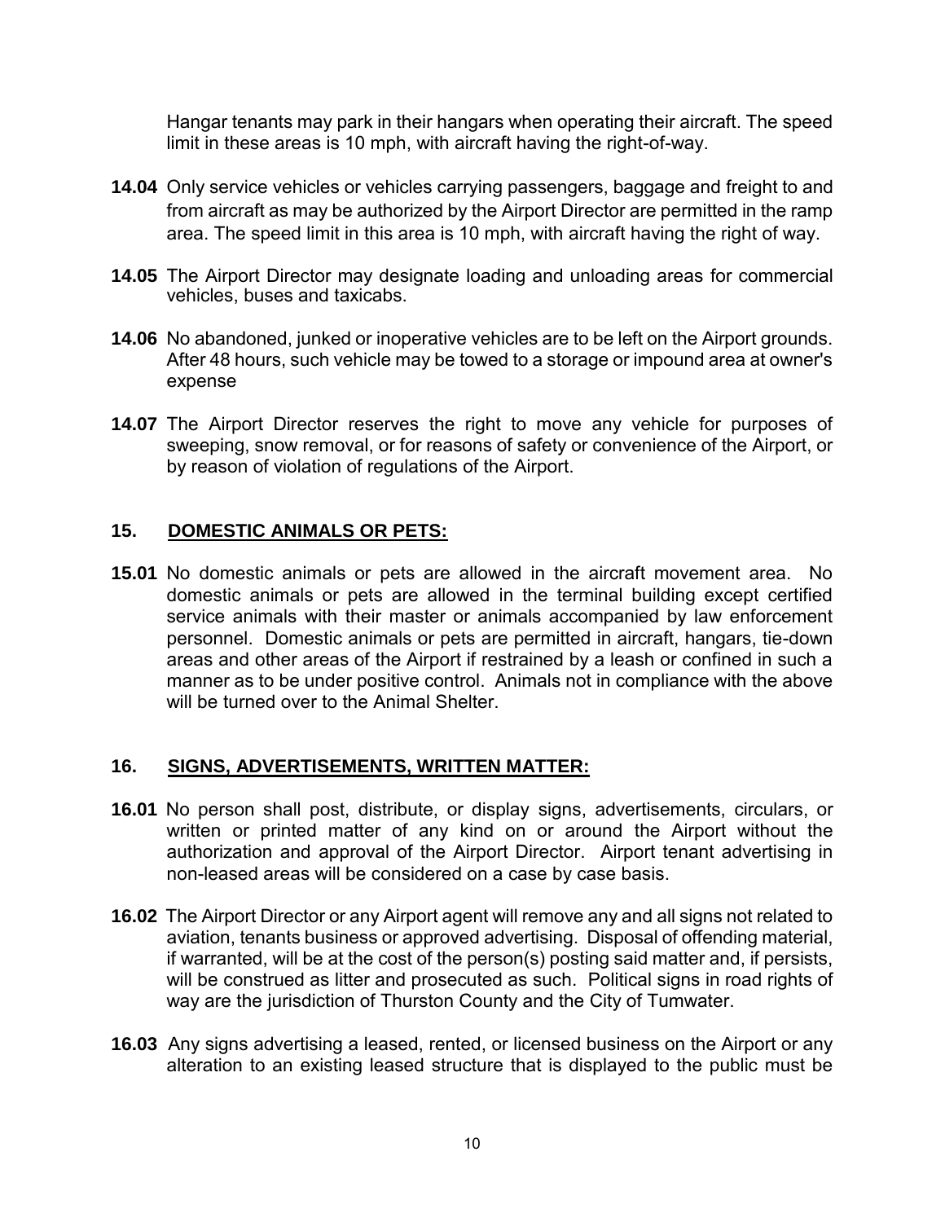Hangar tenants may park in their hangars when operating their aircraft. The speed limit in these areas is 10 mph, with aircraft having the right-of-way.

**14.04** Only service vehicles or vehicles carrying passengers, baggage and freight to and from aircraft as may be authorized by the Airport Director are permitted in the ramp area. The speed limit in this area is 10 mph, with aircraft having the right of way.

**14.05** The Airport Director may designate loading and unloading areas for commercial vehicles, buses and taxicabs.

**14.06** No abandoned, junked or inoperative vehicles are to be left on the Airport grounds. After 48 hours, such vehicle may be towed to a storage or impound area at owner's expense

**14.07** The Airport Director reserves the right to move any vehicle for purposes of sweeping, snow removal, or for reasons of safety or convenience of the Airport, or by reason of violation of regulations of the Airport.

## 15. DOMESTIC ANIMALS OR PETS:

**15.01** No domestic animals or pets are allowed in the aircraft movement area. No domestic animals or pets are allowed in the terminal building except certified service animals with their master or animals accompanied by law enforcement personnel. Domestic animals or pets are permitted in aircraft, hangars, tie-down areas and other areas of the Airport if restrained by a leash or confined in such a manner as to be under positive control. Animals not in compliance with the above will be turned over to the Animal Shelter.

## 16. SIGNS, ADVERTISEMENTS, WRITTEN MATTER:

**16.01** No person shall post, distribute, or display signs, advertisements, circulars, or written or printed matter of any kind on or around the Airport without the authorization and approval of the Airport Director. Airport tenant advertising in non-leased areas will be considered on a case by case basis.

**16.02** The Airport Director or any Airport agent will remove any and all signs not related to aviation, tenants business or approved advertising. Disposal of offending material, if warranted, will be at the cost of the person(s) posting said matter and, if persists, will be construed as litter and prosecuted as such. Political signs in road rights of way are the jurisdiction of Thurston County and the City of Tumwater.

**16.03** Any signs advertising a leased, rented, or licensed business on the Airport or any alteration to an existing leased structure that is displayed to the public must be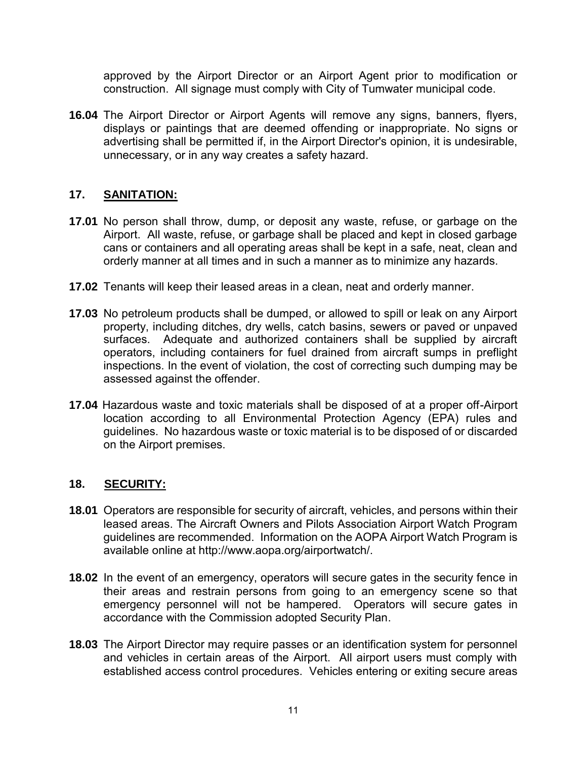approved by the Airport Director or an Airport Agent prior to modification or construction. All signage must comply with City of Tumwater municipal code.

**16.04** The Airport Director or Airport Agents will remove any signs, banners, flyers, displays or paintings that are deemed offending or inappropriate. No signs or advertising shall be permitted if, in the Airport Director's opinion, it is undesirable, unnecessary, or in any way creates a safety hazard.

## 17. SANITATION:

**17.01** No person shall throw, dump, or deposit any waste, refuse, or garbage on the Airport. All waste, refuse, or garbage shall be placed and kept in closed garbage cans or containers and all operating areas shall be kept in a safe, neat, clean and orderly manner at all times and in such a manner as to minimize any hazards.

**17.02** Tenants will keep their leased areas in a clean, neat and orderly manner.

**17.03** No petroleum products shall be dumped, or allowed to spill or leak on any Airport property, including ditches, dry wells, catch basins, sewers or paved or unpaved surfaces. Adequate and authorized containers shall be supplied by aircraft operators, including containers for fuel drained from aircraft sumps in preflight inspections. In the event of violation, the cost of correcting such dumping may be assessed against the offender.

**17.04** Hazardous waste and toxic materials shall be disposed of at a proper off-Airport location according to all Environmental Protection Agency (EPA) rules and guidelines. No hazardous waste or toxic material is to be disposed of or discarded on the Airport premises.

## 18. SECURITY:

**18.01** Operators are responsible for security of aircraft, vehicles, and persons within their leased areas. The Aircraft Owners and Pilots Association Airport Watch Program guidelines are recommended. Information on the AOPA Airport Watch Program is available online at http://www.aopa.org/airportwatch/.

**18.02** In the event of an emergency, operators will secure gates in the security fence in their areas and restrain persons from going to an emergency scene so that emergency personnel will not be hampered. Operators will secure gates in accordance with the Commission adopted Security Plan.

**18.03** The Airport Director may require passes or an identification system for personnel and vehicles in certain areas of the Airport. All airport users must comply with established access control procedures. Vehicles entering or exiting secure areas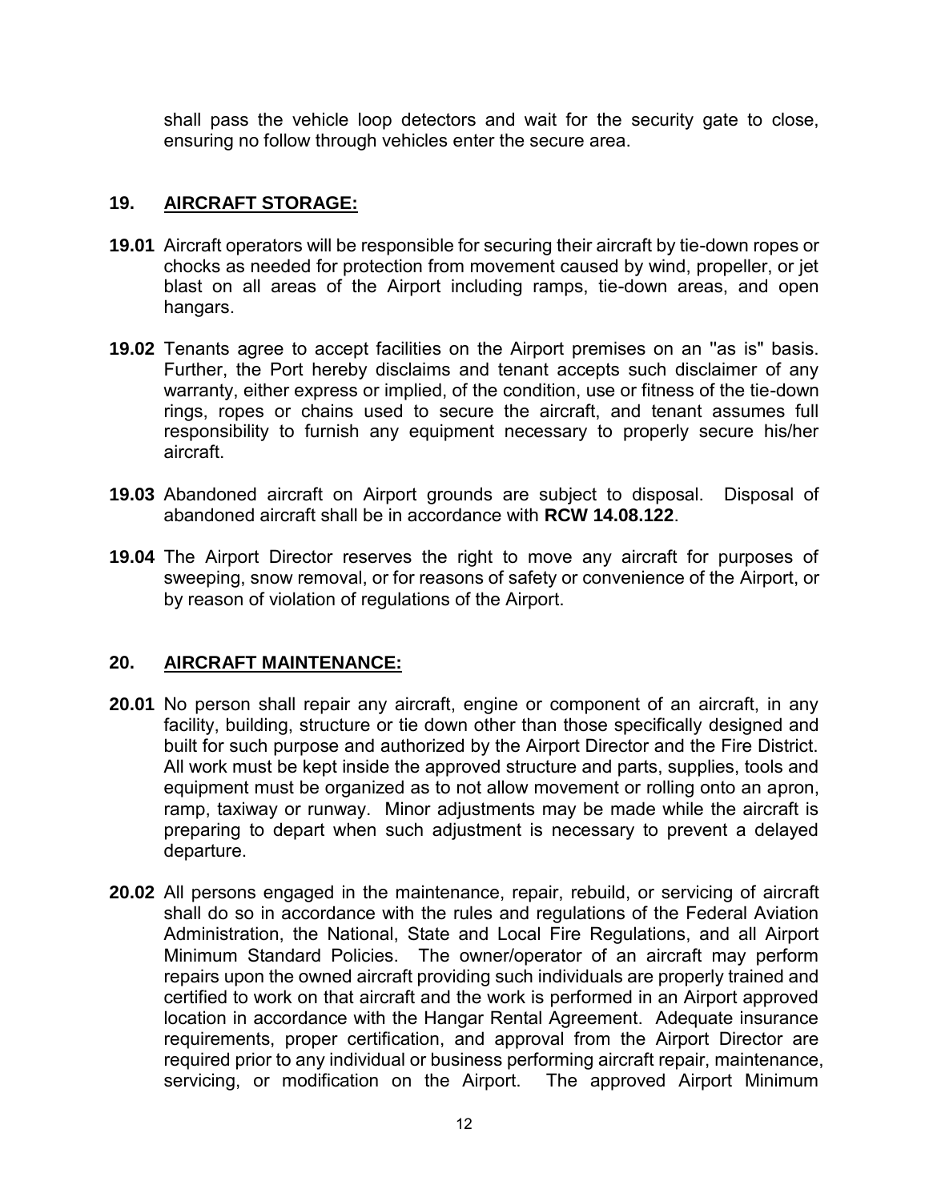shall pass the vehicle loop detectors and wait for the security gate to close, ensuring no follow through vehicles enter the secure area.

## 19. AIRCRAFT STORAGE:

**19.01** Aircraft operators will be responsible for securing their aircraft by tie-down ropes or chocks as needed for protection from movement caused by wind, propeller, or jet blast on all areas of the Airport including ramps, tie-down areas, and open hangars.

**19.02** Tenants agree to accept facilities on the Airport premises on an "as is" basis. Further, the Port hereby disclaims and tenant accepts such disclaimer of any warranty, either express or implied, of the condition, use or fitness of the tie-down rings, ropes or chains used to secure the aircraft, and tenant assumes full responsibility to furnish any equipment necessary to properly secure his/her aircraft.

**19.03** Abandoned aircraft on Airport grounds are subject to disposal. Disposal of abandoned aircraft shall be in accordance with **RCW 14.08.122**.

**19.04** The Airport Director reserves the right to move any aircraft for purposes of sweeping, snow removal, or for reasons of safety or convenience of the Airport, or by reason of violation of regulations of the Airport.

## 20. AIRCRAFT MAINTENANCE:

**20.01** No person shall repair any aircraft, engine or component of an aircraft, in any facility, building, structure or tie down other than those specifically designed and built for such purpose and authorized by the Airport Director and the Fire District. All work must be kept inside the approved structure and parts, supplies, tools and equipment must be organized as to not allow movement or rolling onto an apron, ramp, taxiway or runway. Minor adjustments may be made while the aircraft is preparing to depart when such adjustment is necessary to prevent a delayed departure.

**20.02** All persons engaged in the maintenance, repair, rebuild, or servicing of aircraft shall do so in accordance with the rules and regulations of the Federal Aviation Administration, the National, State and Local Fire Regulations, and all Airport Minimum Standard Policies. The owner/operator of an aircraft may perform repairs upon the owned aircraft providing such individuals are properly trained and certified to work on that aircraft and the work is performed in an Airport approved location in accordance with the Hangar Rental Agreement. Adequate insurance requirements, proper certification, and approval from the Airport Director are required prior to any individual or business performing aircraft repair, maintenance, servicing, or modification on the Airport. The approved Airport Minimum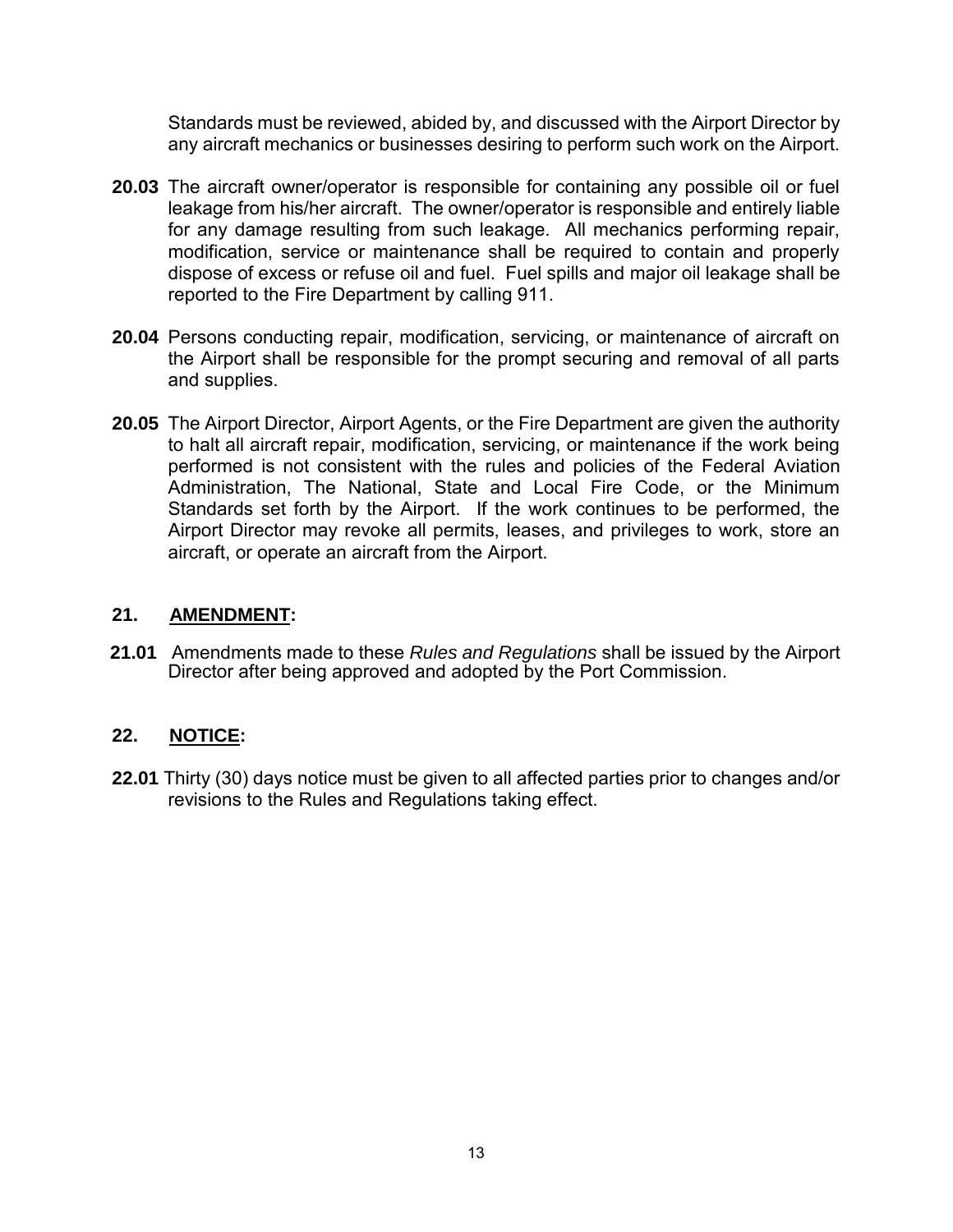Standards must be reviewed, abided by, and discussed with the Airport Director by any aircraft mechanics or businesses desiring to perform such work on the Airport.

**20.03** The aircraft owner/operator is responsible for containing any possible oil or fuel leakage from his/her aircraft. The owner/operator is responsible and entirely liable for any damage resulting from such leakage. All mechanics performing repair, modification, service or maintenance shall be required to contain and properly dispose of excess or refuse oil and fuel. Fuel spills and major oil leakage shall be reported to the Fire Department by calling 911.

**20.04** Persons conducting repair, modification, servicing, or maintenance of aircraft on the Airport shall be responsible for the prompt securing and removal of all parts and supplies.

**20.05** The Airport Director, Airport Agents, or the Fire Department are given the authority to halt all aircraft repair, modification, servicing, or maintenance if the work being performed is not consistent with the rules and policies of the Federal Aviation Administration, The National, State and Local Fire Code, or the Minimum Standards set forth by the Airport. If the work continues to be performed, the Airport Director may revoke all permits, leases, and privileges to work, store an aircraft, or operate an aircraft from the Airport.

## 21. AMENDMENT:

**21.01** Amendments made to these *Rules and Regulations* shall be issued by the Airport Director after being approved and adopted by the Port Commission.

## 22. NOTICE:

**22.01** Thirty (30) days notice must be given to all affected parties prior to changes and/or revisions to the Rules and Regulations taking effect.